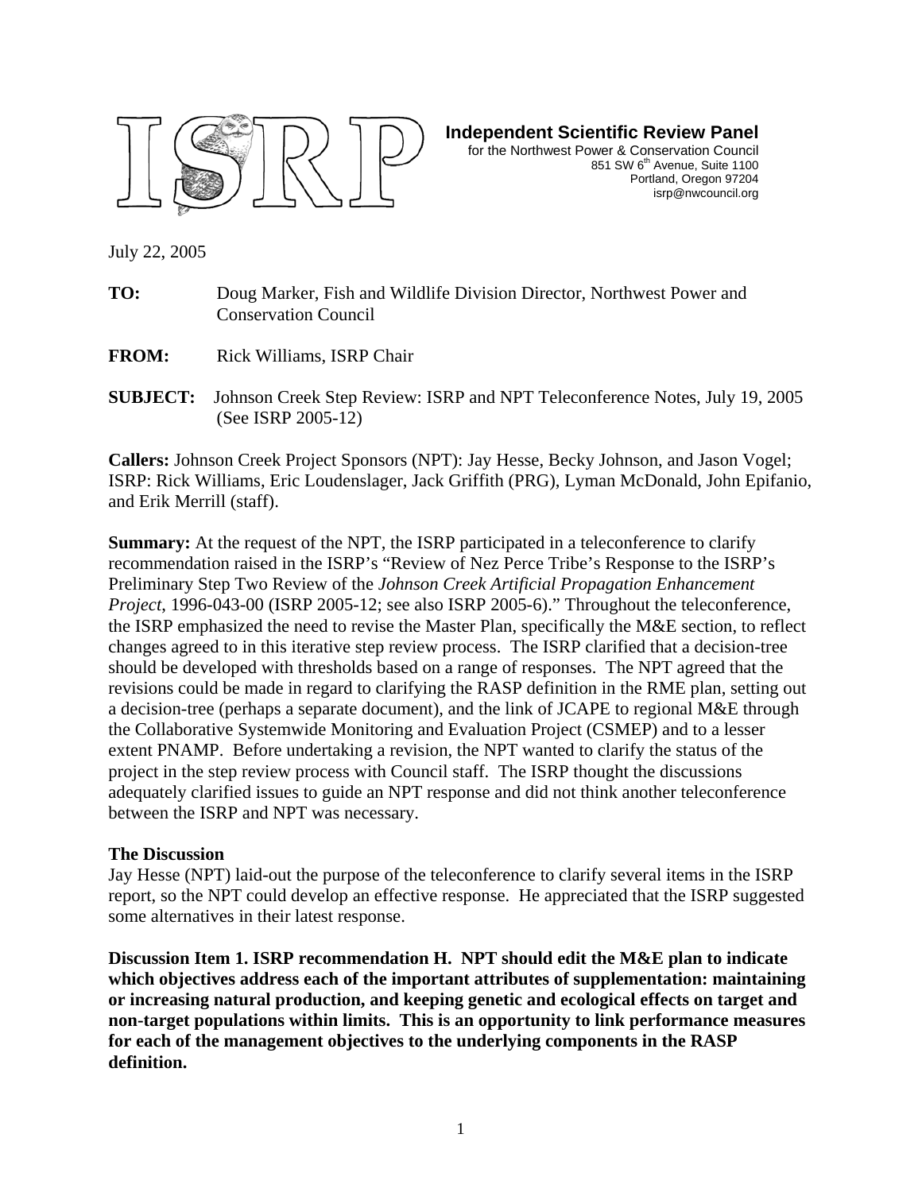**Independent Scientific Review Panel**
for the Northwest Power & Conservation Council
851 SW 6th Avenue, Suite 1100
Portland, Oregon 97204
isrp@nwcouncil.org

July 22, 2005

**TO:** Doug Marker, Fish and Wildlife Division Director, Northwest Power and Conservation Council

**FROM:** Rick Williams, ISRP Chair

**SUBJECT:** Johnson Creek Step Review: ISRP and NPT Teleconference Notes, July 19, 2005 (See ISRP 2005-12)

**Callers:** Johnson Creek Project Sponsors (NPT): Jay Hesse, Becky Johnson, and Jason Vogel; ISRP: Rick Williams, Eric Loudenslager, Jack Griffith (PRG), Lyman McDonald, John Epifanio, and Erik Merrill (staff).

**Summary:** At the request of the NPT, the ISRP participated in a teleconference to clarify recommendation raised in the ISRP's "Review of Nez Perce Tribe's Response to the ISRP's Preliminary Step Two Review of the *Johnson Creek Artificial Propagation Enhancement Project*, 1996-043-00 (ISRP 2005-12; see also ISRP 2005-6)." Throughout the teleconference, the ISRP emphasized the need to revise the Master Plan, specifically the M&E section, to reflect changes agreed to in this iterative step review process. The ISRP clarified that a decision-tree should be developed with thresholds based on a range of responses. The NPT agreed that the revisions could be made in regard to clarifying the RASP definition in the RME plan, setting out a decision-tree (perhaps a separate document), and the link of JCAPE to regional M&E through the Collaborative Systemwide Monitoring and Evaluation Project (CSMEP) and to a lesser extent PNAMP. Before undertaking a revision, the NPT wanted to clarify the status of the project in the step review process with Council staff. The ISRP thought the discussions adequately clarified issues to guide an NPT response and did not think another teleconference between the ISRP and NPT was necessary.

**The Discussion**

Jay Hesse (NPT) laid-out the purpose of the teleconference to clarify several items in the ISRP report, so the NPT could develop an effective response. He appreciated that the ISRP suggested some alternatives in their latest response.

**Discussion Item 1. ISRP recommendation H. NPT should edit the M&E plan to indicate which objectives address each of the important attributes of supplementation: maintaining or increasing natural production, and keeping genetic and ecological effects on target and non-target populations within limits. This is an opportunity to link performance measures for each of the management objectives to the underlying components in the RASP definition.**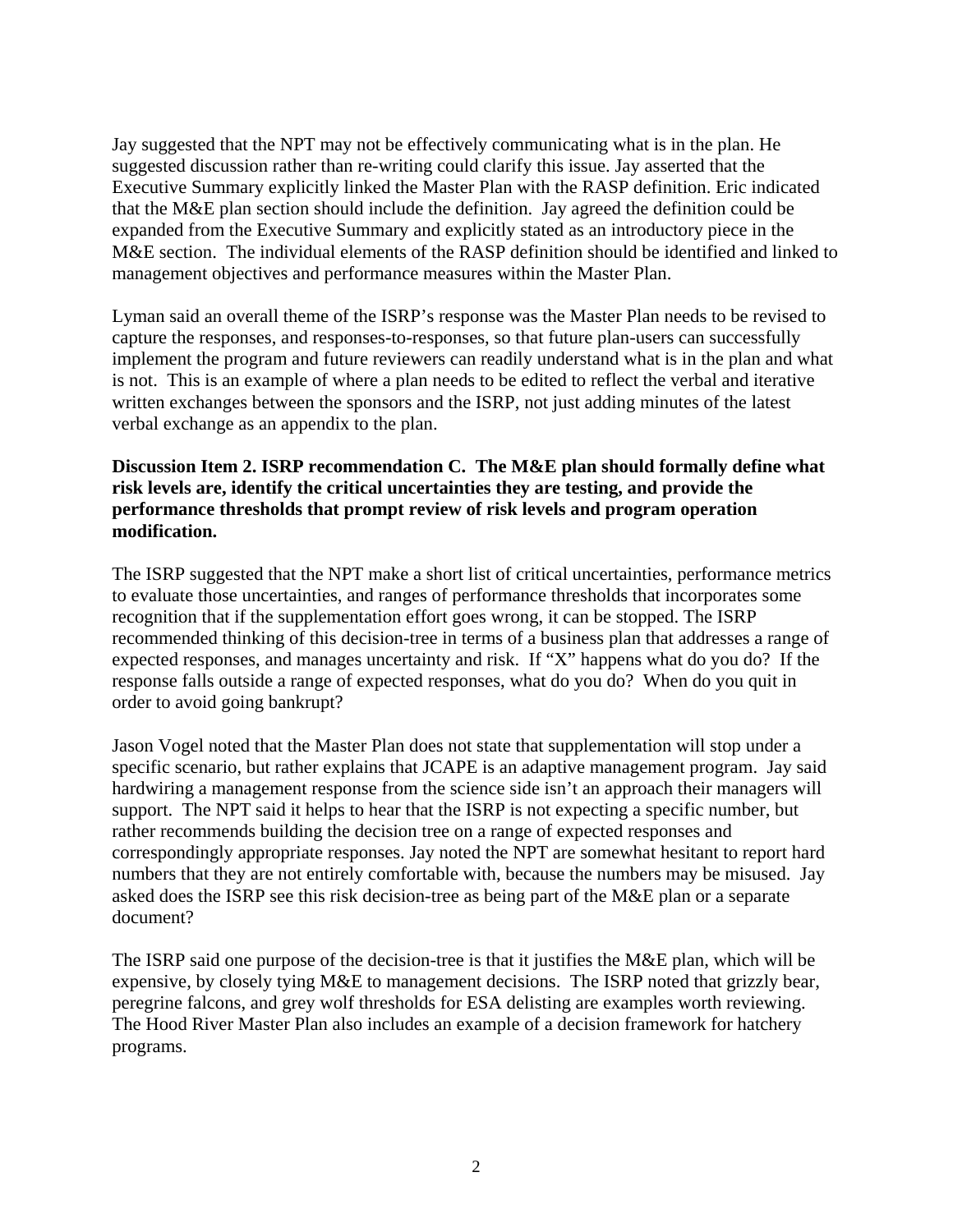Jay suggested that the NPT may not be effectively communicating what is in the plan. He suggested discussion rather than re-writing could clarify this issue. Jay asserted that the Executive Summary explicitly linked the Master Plan with the RASP definition. Eric indicated that the M&E plan section should include the definition. Jay agreed the definition could be expanded from the Executive Summary and explicitly stated as an introductory piece in the M&E section. The individual elements of the RASP definition should be identified and linked to management objectives and performance measures within the Master Plan.

Lyman said an overall theme of the ISRP's response was the Master Plan needs to be revised to capture the responses, and responses-to-responses, so that future plan-users can successfully implement the program and future reviewers can readily understand what is in the plan and what is not. This is an example of where a plan needs to be edited to reflect the verbal and iterative written exchanges between the sponsors and the ISRP, not just adding minutes of the latest verbal exchange as an appendix to the plan.

**Discussion Item 2. ISRP recommendation C. The M&E plan should formally define what risk levels are, identify the critical uncertainties they are testing, and provide the performance thresholds that prompt review of risk levels and program operation modification.**

The ISRP suggested that the NPT make a short list of critical uncertainties, performance metrics to evaluate those uncertainties, and ranges of performance thresholds that incorporates some recognition that if the supplementation effort goes wrong, it can be stopped. The ISRP recommended thinking of this decision-tree in terms of a business plan that addresses a range of expected responses, and manages uncertainty and risk. If "X" happens what do you do? If the response falls outside a range of expected responses, what do you do? When do you quit in order to avoid going bankrupt?

Jason Vogel noted that the Master Plan does not state that supplementation will stop under a specific scenario, but rather explains that JCAPE is an adaptive management program. Jay said hardwiring a management response from the science side isn't an approach their managers will support. The NPT said it helps to hear that the ISRP is not expecting a specific number, but rather recommends building the decision tree on a range of expected responses and correspondingly appropriate responses. Jay noted the NPT are somewhat hesitant to report hard numbers that they are not entirely comfortable with, because the numbers may be misused. Jay asked does the ISRP see this risk decision-tree as being part of the M&E plan or a separate document?

The ISRP said one purpose of the decision-tree is that it justifies the M&E plan, which will be expensive, by closely tying M&E to management decisions. The ISRP noted that grizzly bear, peregrine falcons, and grey wolf thresholds for ESA delisting are examples worth reviewing. The Hood River Master Plan also includes an example of a decision framework for hatchery programs.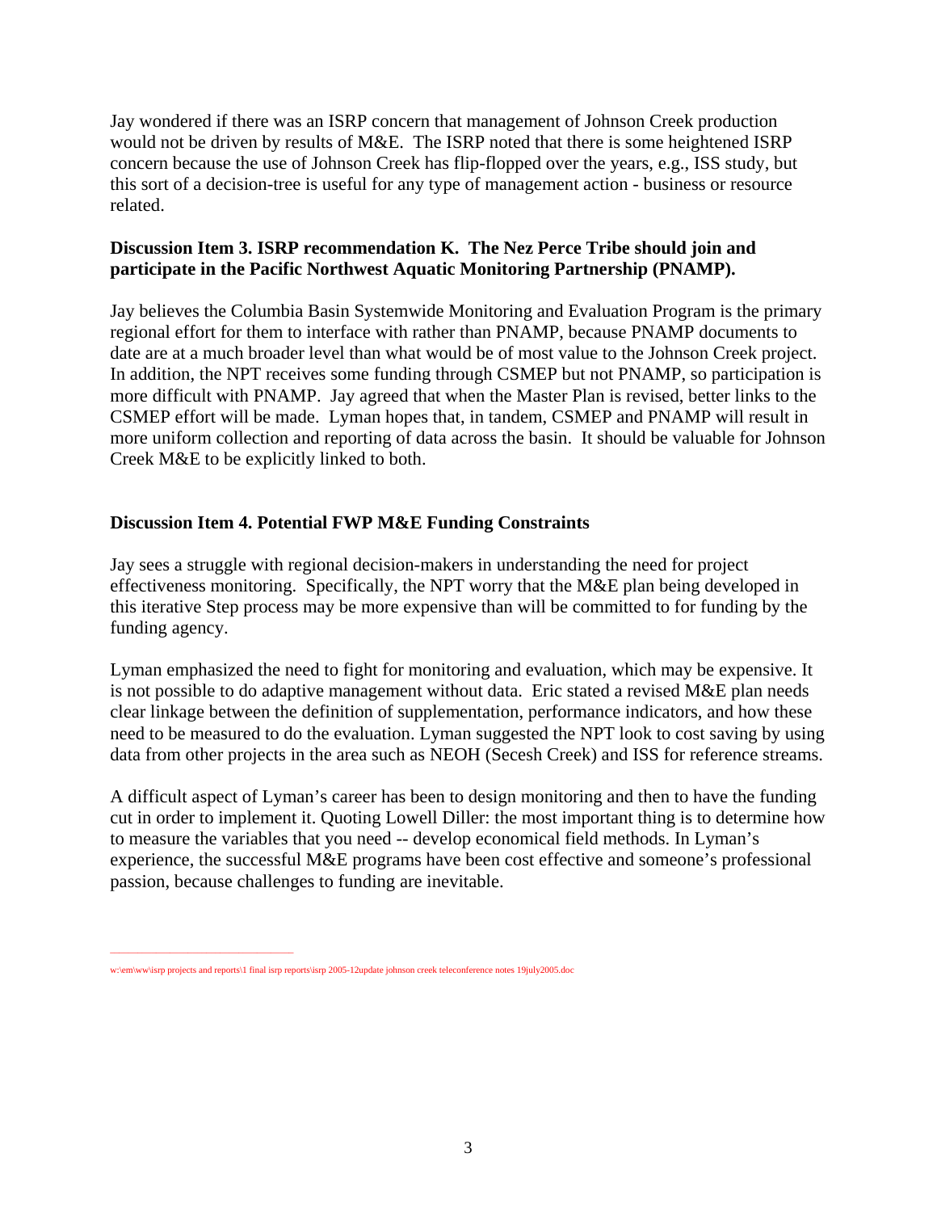Jay wondered if there was an ISRP concern that management of Johnson Creek production would not be driven by results of M&E. The ISRP noted that there is some heightened ISRP concern because the use of Johnson Creek has flip-flopped over the years, e.g., ISS study, but this sort of a decision-tree is useful for any type of management action - business or resource related.

**Discussion Item 3. ISRP recommendation K. The Nez Perce Tribe should join and participate in the Pacific Northwest Aquatic Monitoring Partnership (PNAMP).**

Jay believes the Columbia Basin Systemwide Monitoring and Evaluation Program is the primary regional effort for them to interface with rather than PNAMP, because PNAMP documents to date are at a much broader level than what would be of most value to the Johnson Creek project. In addition, the NPT receives some funding through CSMEP but not PNAMP, so participation is more difficult with PNAMP. Jay agreed that when the Master Plan is revised, better links to the CSMEP effort will be made. Lyman hopes that, in tandem, CSMEP and PNAMP will result in more uniform collection and reporting of data across the basin. It should be valuable for Johnson Creek M&E to be explicitly linked to both.

**Discussion Item 4. Potential FWP M&E Funding Constraints**

Jay sees a struggle with regional decision-makers in understanding the need for project effectiveness monitoring. Specifically, the NPT worry that the M&E plan being developed in this iterative Step process may be more expensive than will be committed to for funding by the funding agency.

Lyman emphasized the need to fight for monitoring and evaluation, which may be expensive. It is not possible to do adaptive management without data. Eric stated a revised M&E plan needs clear linkage between the definition of supplementation, performance indicators, and how these need to be measured to do the evaluation. Lyman suggested the NPT look to cost saving by using data from other projects in the area such as NEOH (Secesh Creek) and ISS for reference streams.

A difficult aspect of Lyman's career has been to design monitoring and then to have the funding cut in order to implement it. Quoting Lowell Diller: the most important thing is to determine how to measure the variables that you need -- develop economical field methods. In Lyman's experience, the successful M&E programs have been cost effective and someone's professional passion, because challenges to funding are inevitable.

w:\em\ww\isrp projects and reports\1 final isrp reports\isrp 2005-12update johnson creek teleconference notes 19july2005.doc